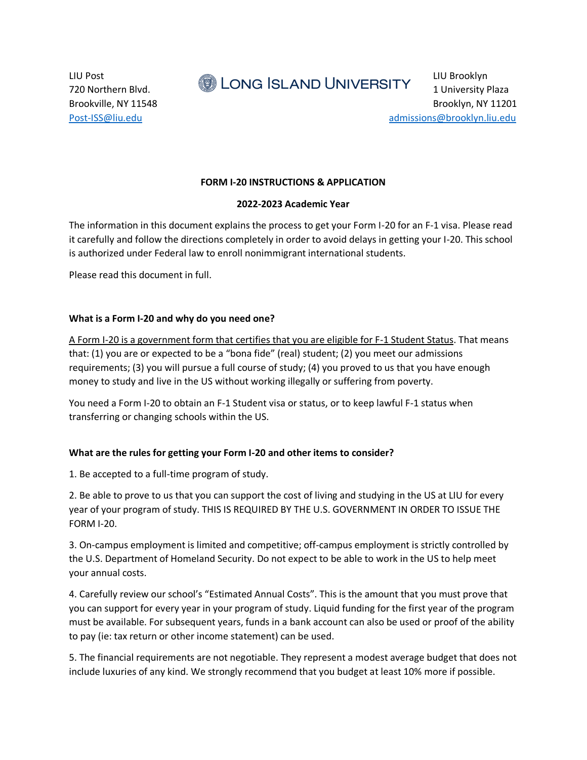LIU Post
720 Northern Blvd.
Brookville, NY 11548
Post-ISS@liu.edu

LONG ISLAND UNIVERSITY

LIU Brooklyn
1 University Plaza
Brooklyn, NY 11201
admissions@brooklyn.liu.edu

**FORM I-20 INSTRUCTIONS & APPLICATION**

**2022-2023 Academic Year**

The information in this document explains the process to get your Form I-20 for an F-1 visa. Please read it carefully and follow the directions completely in order to avoid delays in getting your I-20. This school is authorized under Federal law to enroll nonimmigrant international students.

Please read this document in full.

### What is a Form I-20 and why do you need one?

<u>A Form I-20 is a government form that certifies that you are eligible for F-1 Student Status</u>. That means that: (1) you are or expected to be a "bona fide" (real) student; (2) you meet our admissions requirements; (3) you will pursue a full course of study; (4) you proved to us that you have enough money to study and live in the US without working illegally or suffering from poverty.

You need a Form I-20 to obtain an F-1 Student visa or status, or to keep lawful F-1 status when transferring or changing schools within the US.

### What are the rules for getting your Form I-20 and other items to consider?

1. Be accepted to a full-time program of study.

2. Be able to prove to us that you can support the cost of living and studying in the US at LIU for every year of your program of study. THIS IS REQUIRED BY THE U.S. GOVERNMENT IN ORDER TO ISSUE THE FORM I-20.

3. On-campus employment is limited and competitive; off-campus employment is strictly controlled by the U.S. Department of Homeland Security. Do not expect to be able to work in the US to help meet your annual costs.

4. Carefully review our school's "Estimated Annual Costs". This is the amount that you must prove that you can support for every year in your program of study. Liquid funding for the first year of the program must be available. For subsequent years, funds in a bank account can also be used or proof of the ability to pay (ie: tax return or other income statement) can be used.

5. The financial requirements are not negotiable. They represent a modest average budget that does not include luxuries of any kind. We strongly recommend that you budget at least 10% more if possible.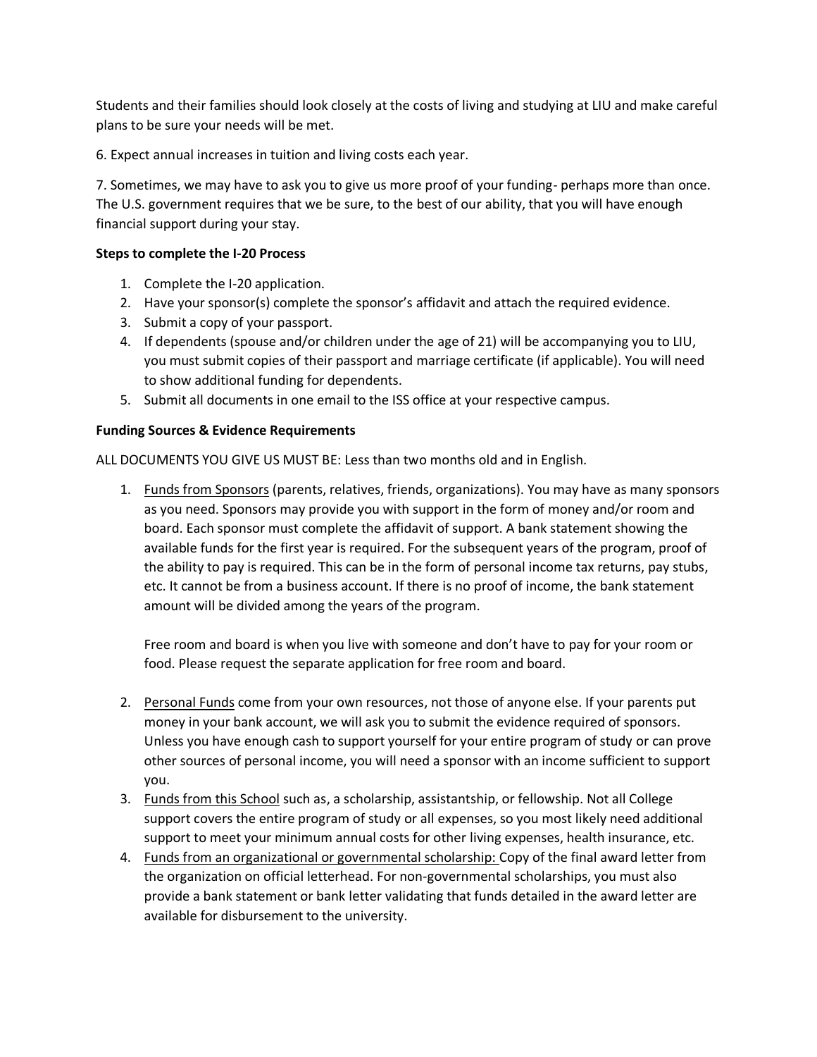Students and their families should look closely at the costs of living and studying at LIU and make careful plans to be sure your needs will be met.

6. Expect annual increases in tuition and living costs each year.

7. Sometimes, we may have to ask you to give us more proof of your funding- perhaps more than once. The U.S. government requires that we be sure, to the best of our ability, that you will have enough financial support during your stay.

**Steps to complete the I-20 Process**

1. Complete the I-20 application.
2. Have your sponsor(s) complete the sponsor's affidavit and attach the required evidence.
3. Submit a copy of your passport.
4. If dependents (spouse and/or children under the age of 21) will be accompanying you to LIU, you must submit copies of their passport and marriage certificate (if applicable). You will need to show additional funding for dependents.
5. Submit all documents in one email to the ISS office at your respective campus.

**Funding Sources & Evidence Requirements**

ALL DOCUMENTS YOU GIVE US MUST BE: Less than two months old and in English.

1. <u>Funds from Sponsors</u> (parents, relatives, friends, organizations). You may have as many sponsors as you need. Sponsors may provide you with support in the form of money and/or room and board. Each sponsor must complete the affidavit of support. A bank statement showing the available funds for the first year is required. For the subsequent years of the program, proof of the ability to pay is required. This can be in the form of personal income tax returns, pay stubs, etc. It cannot be from a business account. If there is no proof of income, the bank statement amount will be divided among the years of the program.

   Free room and board is when you live with someone and don't have to pay for your room or food. Please request the separate application for free room and board.

2. <u>Personal Funds</u> come from your own resources, not those of anyone else. If your parents put money in your bank account, we will ask you to submit the evidence required of sponsors. Unless you have enough cash to support yourself for your entire program of study or can prove other sources of personal income, you will need a sponsor with an income sufficient to support you.
3. <u>Funds from this School</u> such as, a scholarship, assistantship, or fellowship. Not all College support covers the entire program of study or all expenses, so you most likely need additional support to meet your minimum annual costs for other living expenses, health insurance, etc.
4. <u>Funds from an organizational or governmental scholarship:</u> Copy of the final award letter from the organization on official letterhead. For non-governmental scholarships, you must also provide a bank statement or bank letter validating that funds detailed in the award letter are available for disbursement to the university.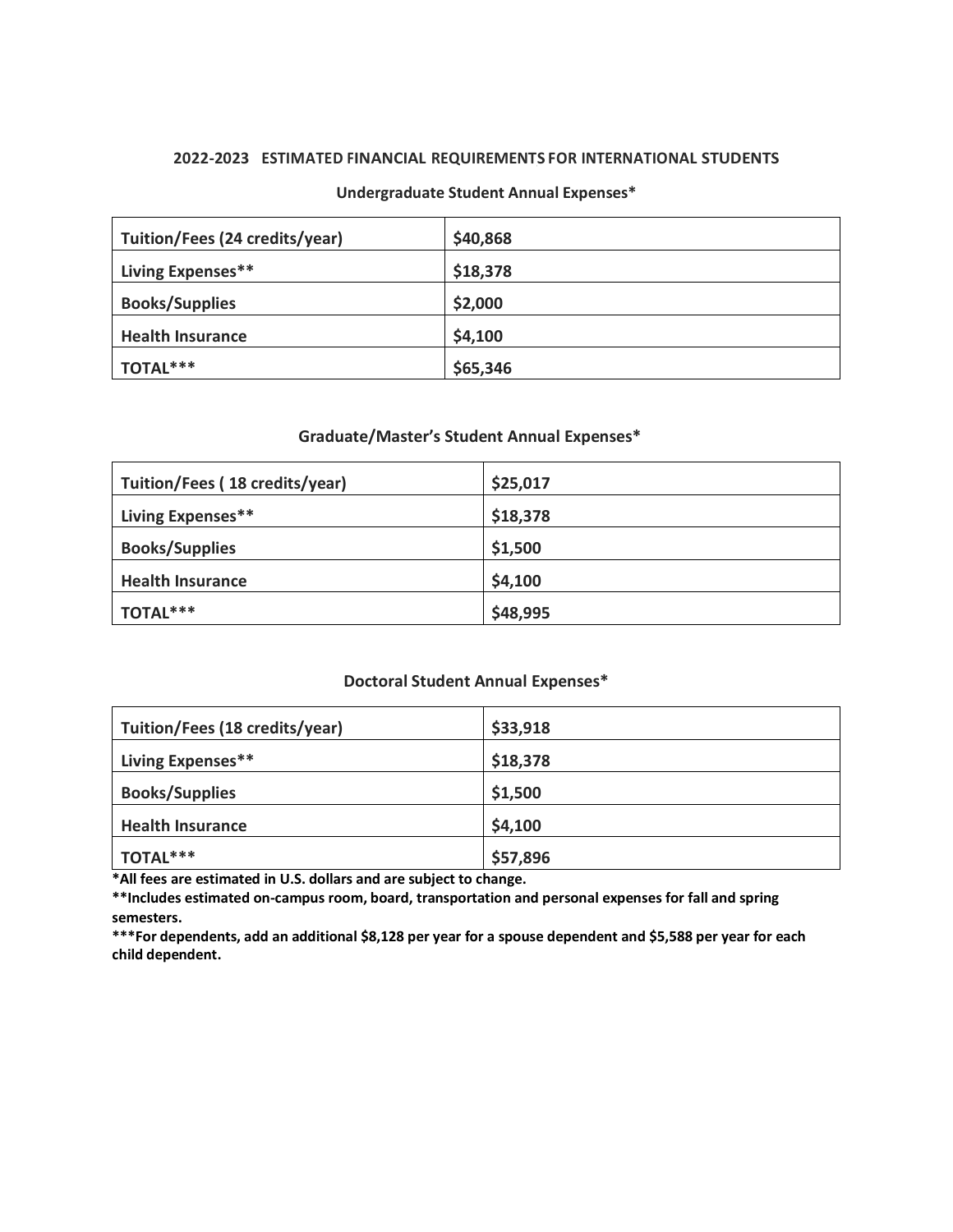## 2022-2023 ESTIMATED FINANCIAL REQUIREMENTS FOR INTERNATIONAL STUDENTS

### Undergraduate Student Annual Expenses*

| | |
|---|---|
| **Tuition/Fees (24 credits/year)** | **$40,868** |
| **Living Expenses**** | **$18,378** |
| **Books/Supplies** | **$2,000** |
| **Health Insurance** | **$4,100** |
| **TOTAL***** | **$65,346** |

### Graduate/Master's Student Annual Expenses*

| | |
|---|---|
| **Tuition/Fees ( 18 credits/year)** | **$25,017** |
| **Living Expenses**** | **$18,378** |
| **Books/Supplies** | **$1,500** |
| **Health Insurance** | **$4,100** |
| **TOTAL***** | **$48,995** |

### Doctoral Student Annual Expenses*

| | |
|---|---|
| **Tuition/Fees (18 credits/year)** | **$33,918** |
| **Living Expenses**** | **$18,378** |
| **Books/Supplies** | **$1,500** |
| **Health Insurance** | **$4,100** |
| **TOTAL***** | **$57,896** |

**\*All fees are estimated in U.S. dollars and are subject to change.**

**\*\*Includes estimated on-campus room, board, transportation and personal expenses for fall and spring semesters.**

**\*\*\*For dependents, add an additional $8,128 per year for a spouse dependent and $5,588 per year for each child dependent.**